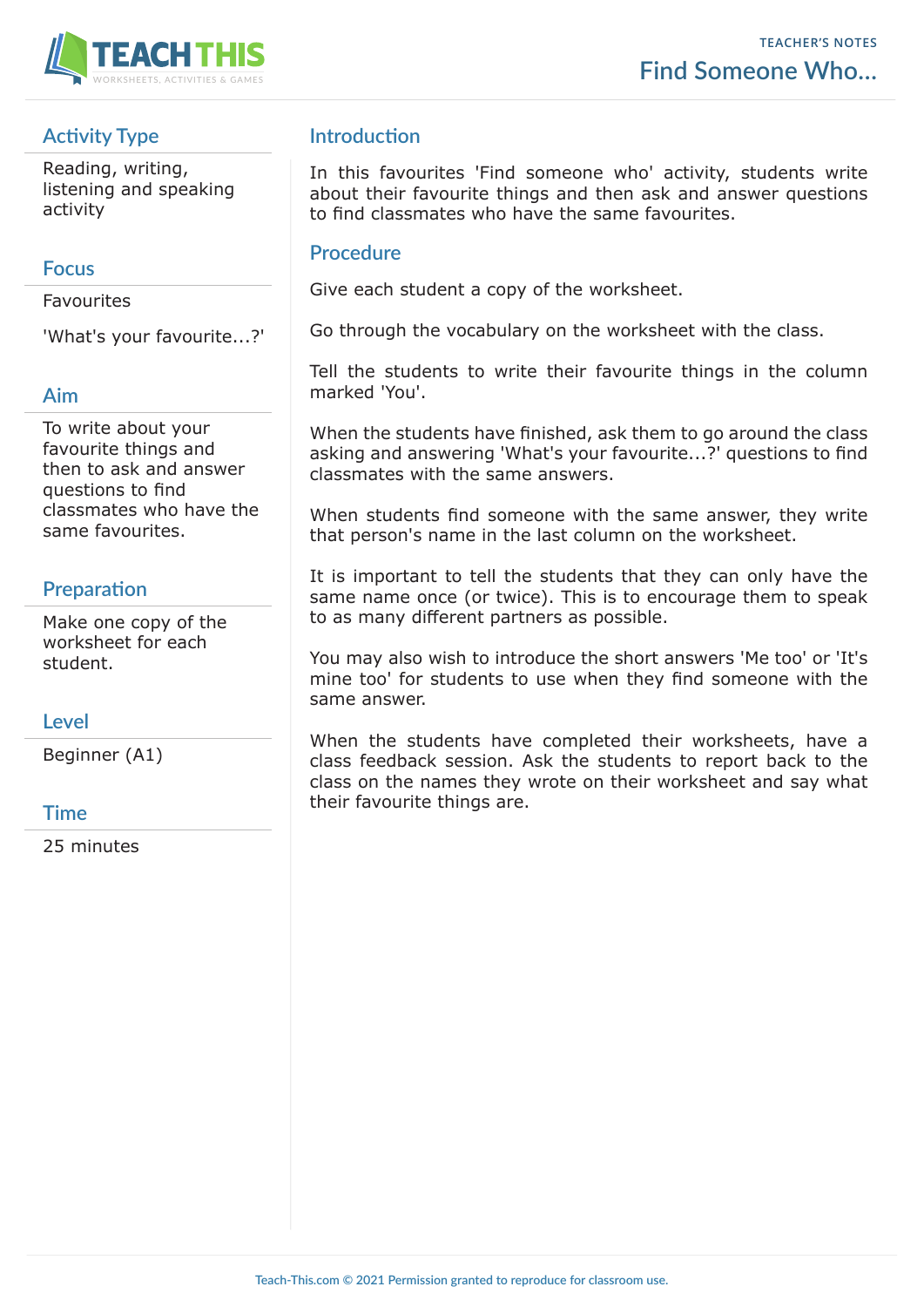TEACHER'S NOTES

# Find Someone Who...

## Activity Type

Reading, writing, listening and speaking activity

## Focus

Favourites

'What's your favourite...?'

## Aim

To write about your favourite things and then to ask and answer questions to find classmates who have the same favourites.

## Preparation

Make one copy of the worksheet for each student.

## Level

Beginner (A1)

## Time

25 minutes

## Introduction

In this favourites 'Find someone who' activity, students write about their favourite things and then ask and answer questions to find classmates who have the same favourites.

## Procedure

Give each student a copy of the worksheet.

Go through the vocabulary on the worksheet with the class.

Tell the students to write their favourite things in the column marked 'You'.

When the students have finished, ask them to go around the class asking and answering 'What's your favourite...?' questions to find classmates with the same answers.

When students find someone with the same answer, they write that person's name in the last column on the worksheet.

It is important to tell the students that they can only have the same name once (or twice). This is to encourage them to speak to as many different partners as possible.

You may also wish to introduce the short answers 'Me too' or 'It's mine too' for students to use when they find someone with the same answer.

When the students have completed their worksheets, have a class feedback session. Ask the students to report back to the class on the names they wrote on their worksheet and say what their favourite things are.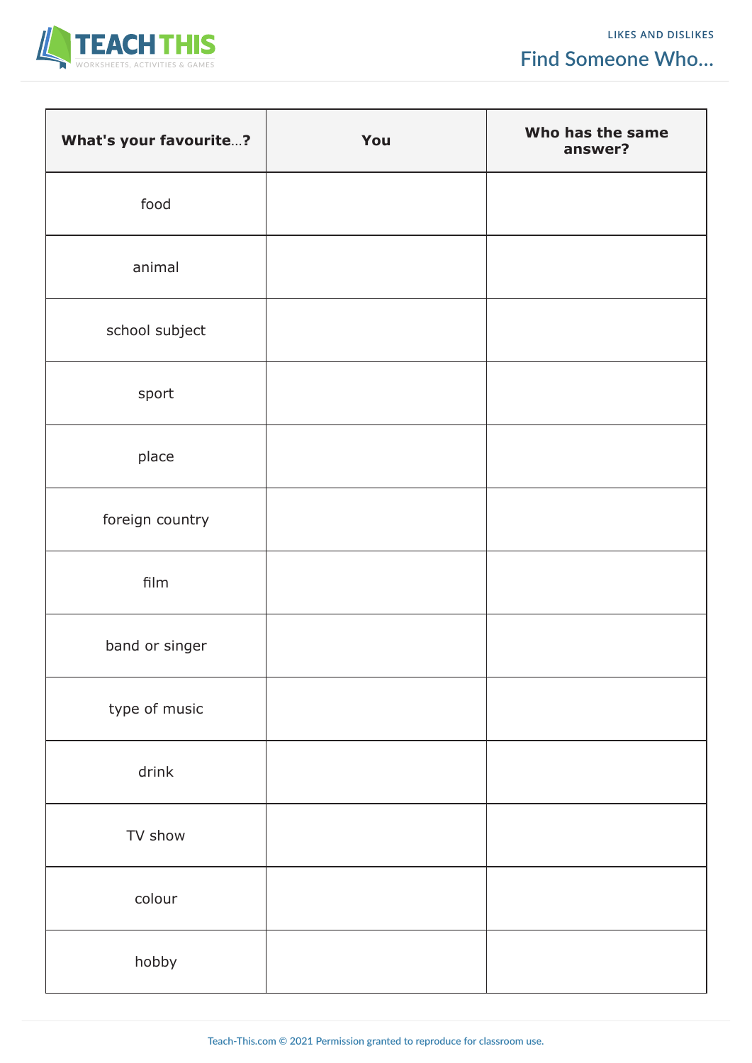## LIKES AND DISLIKES

# Find Someone Who...

| What's your favourite...? | You | Who has the same answer? |
|---|---|---|
| food | | |
| animal | | |
| school subject | | |
| sport | | |
| place | | |
| foreign country | | |
| film | | |
| band or singer | | |
| type of music | | |
| drink | | |
| TV show | | |
| colour | | |
| hobby | | |

Teach-This.com © 2021 Permission granted to reproduce for classroom use.